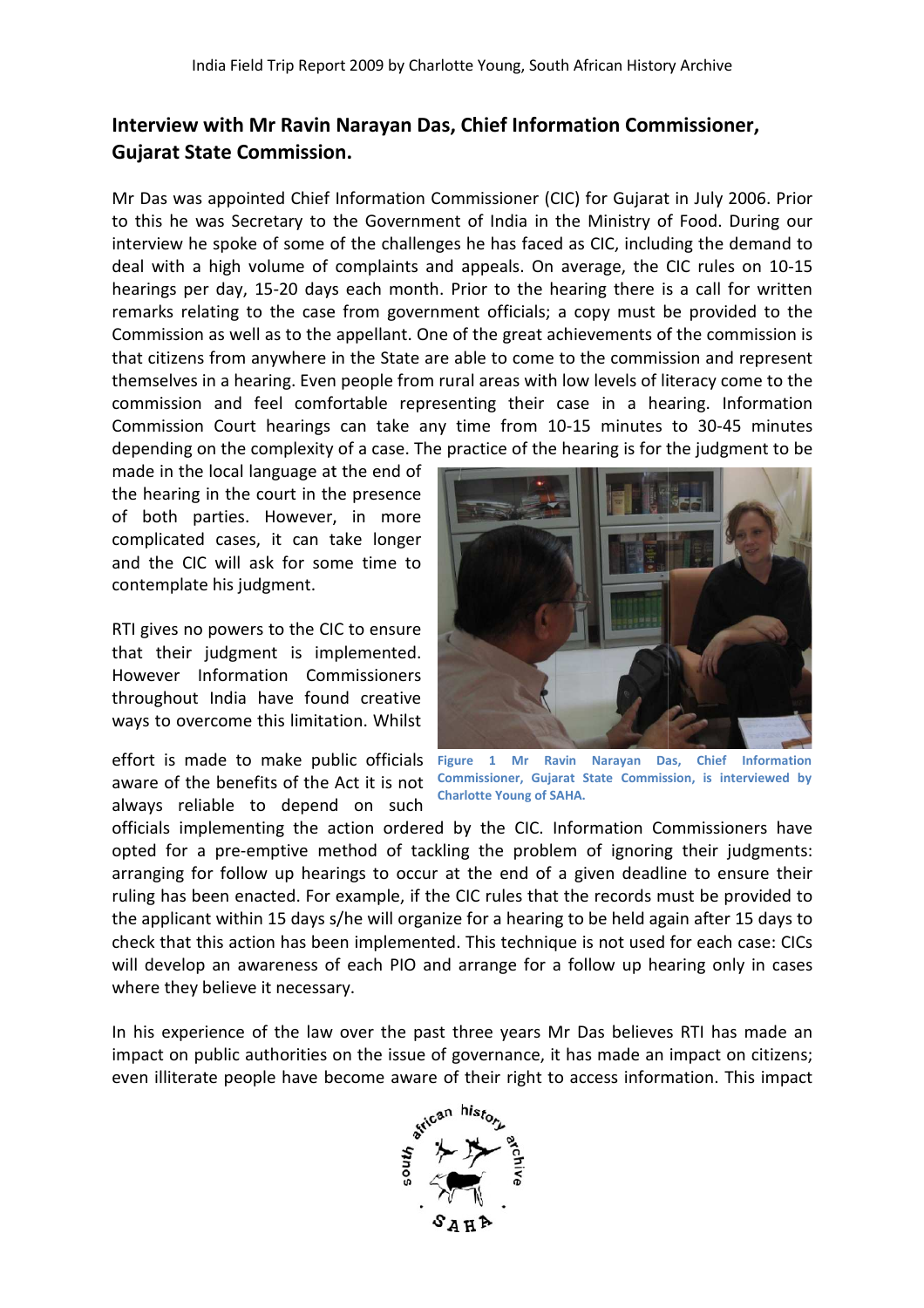## Interview with Mr Ravin Narayan Das, Chief Information Commissioner, Gujarat State Commission.

Mr Das was appointed Chief Information Commissioner (CIC) for Gujarat in July 2006. Prior to this he was Secretary to the Government of India in the Ministry of Food. During our interview he spoke of some of the challenges he has faced as CIC, including the demand to deal with a high volume of complaints and appeals. On average, the CIC rules on 10-15 hearings per day, 15-20 days each month. Prior to the hearing there is a call for written remarks relating to the case from government officials; a copy must be provided to the Commission as well as to the appellant. One of the great achievements of the commission is that citizens from anywhere in the State are able to come to the commission and represent themselves in a hearing. Even people from rural areas with low levels of literacy come to the commission and feel comfortable representing their case in a hearing. Information Commission Court hearings can take any time from 10-15 minutes to 30-45 minutes depending on the complexity of a case. The practice of the hearing is for the judgment to be made in the local language at the end of the hearing in the court in the presence of both parties. However, in more complicated cases, it can take longer and the CIC will ask for some time to contemplate his judgment.

**Figure 1 Mr Ravin Narayan Das, Chief Information Commissioner, Gujarat State Commission, is interviewed by Charlotte Young of SAHA.**

RTI gives no powers to the CIC to ensure that their judgment is implemented. However Information Commissioners throughout India have found creative ways to overcome this limitation. Whilst effort is made to make public officials aware of the benefits of the Act it is not always reliable to depend on such officials implementing the action ordered by the CIC. Information Commissioners have opted for a pre-emptive method of tackling the problem of ignoring their judgments: arranging for follow up hearings to occur at the end of a given deadline to ensure their ruling has been enacted. For example, if the CIC rules that the records must be provided to the applicant within 15 days s/he will organize for a hearing to be held again after 15 days to check that this action has been implemented. This technique is not used for each case: CICs will develop an awareness of each PIO and arrange for a follow up hearing only in cases where they believe it necessary.

In his experience of the law over the past three years Mr Das believes RTI has made an impact on public authorities on the issue of governance, it has made an impact on citizens; even illiterate people have become aware of their right to access information. This impact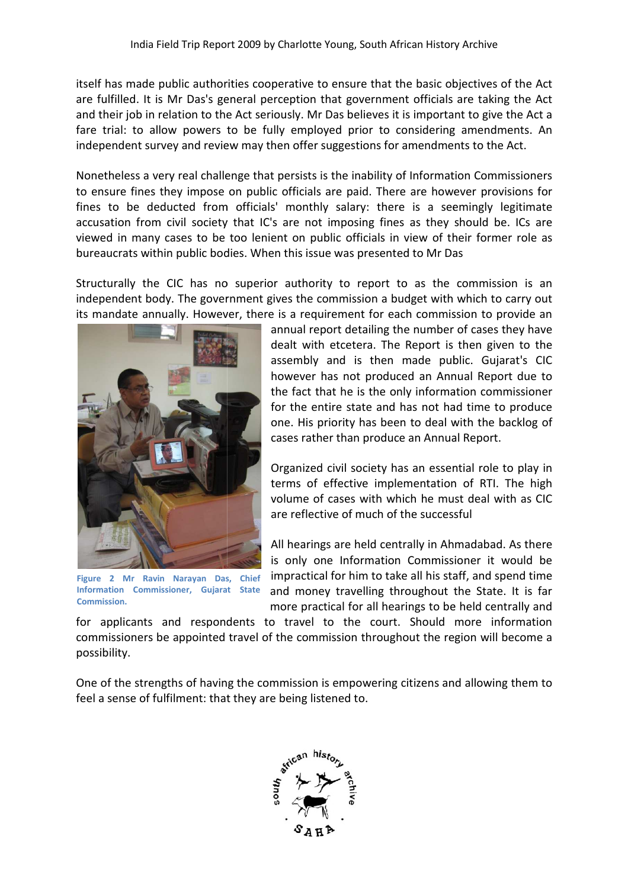itself has made public authorities cooperative to ensure that the basic objectives of the Act are fulfilled. It is Mr Das's general perception that government officials are taking the Act and their job in relation to the Act seriously. Mr Das believes it is important to give the Act a fare trial: to allow powers to be fully employed prior to considering amendments. An independent survey and review may then offer suggestions for amendments to the Act.

Nonetheless a very real challenge that persists is the inability of Information Commissioners to ensure fines they impose on public officials are paid. There are however provisions for fines to be deducted from officials' monthly salary: there is a seemingly legitimate accusation from civil society that IC's are not imposing fines as they should be. ICs are viewed in many cases to be too lenient on public officials in view of their former role as bureaucrats within public bodies. When this issue was presented to Mr Das

Structurally the CIC has no superior authority to report to as the commission is an independent body. The government gives the commission a budget with which to carry out its mandate annually. However, there is a requirement for each commission to provide an annual report detailing the number of cases they have dealt with etcetera. The Report is then given to the assembly and is then made public. Gujarat's CIC however has not produced an Annual Report due to the fact that he is the only information commissioner for the entire state and has not had time to produce one. His priority has been to deal with the backlog of cases rather than produce an Annual Report.

**Figure 2 Mr Ravin Narayan Das, Chief Information Commissioner, Gujarat State Commission.**

Organized civil society has an essential role to play in terms of effective implementation of RTI. The high volume of cases with which he must deal with as CIC are reflective of much of the successful

All hearings are held centrally in Ahmadabad. As there is only one Information Commissioner it would be impractical for him to take all his staff, and spend time and money travelling throughout the State. It is far more practical for all hearings to be held centrally and for applicants and respondents to travel to the court. Should more information commissioners be appointed travel of the commission throughout the region will become a possibility.

One of the strengths of having the commission is empowering citizens and allowing them to feel a sense of fulfilment: that they are being listened to.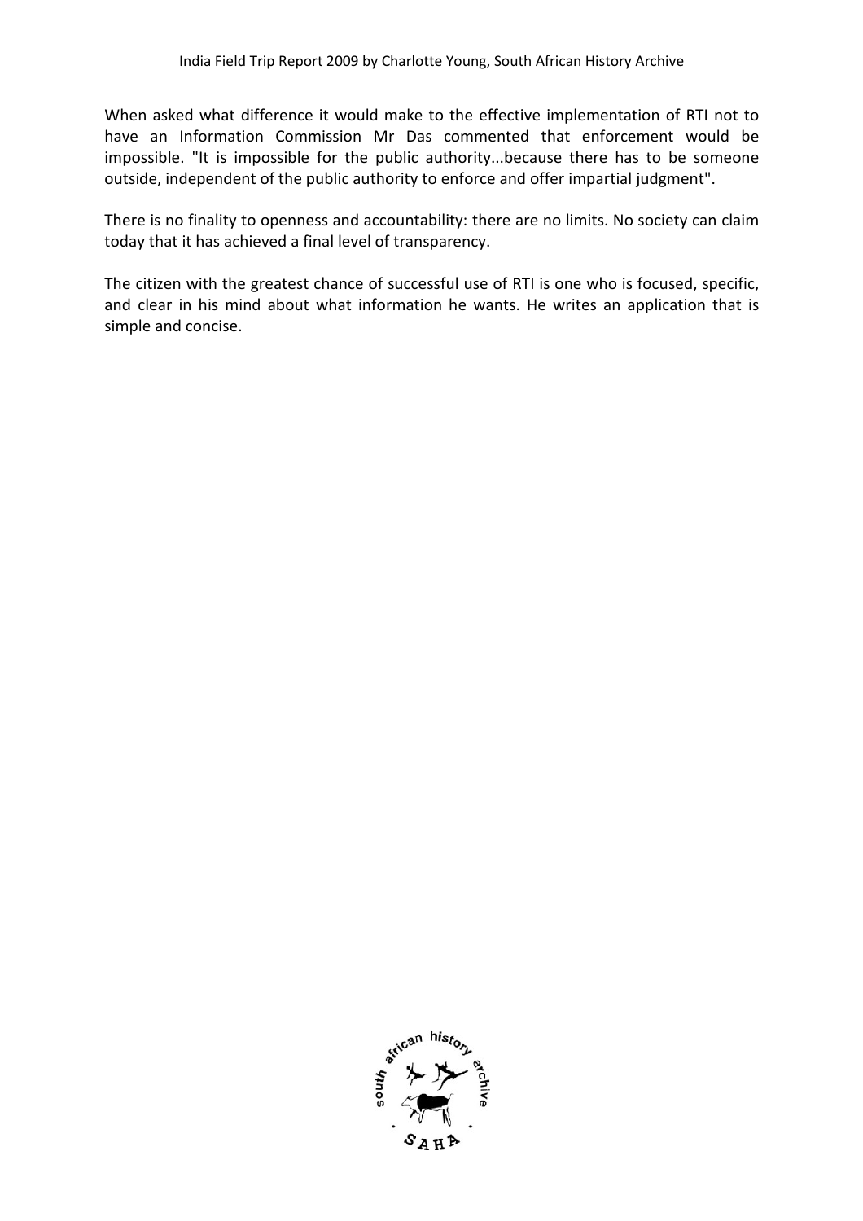When asked what difference it would make to the effective implementation of RTI not to have an Information Commission Mr Das commented that enforcement would be impossible. "It is impossible for the public authority...because there has to be someone outside, independent of the public authority to enforce and offer impartial judgment".

There is no finality to openness and accountability: there are no limits. No society can claim today that it has achieved a final level of transparency.

The citizen with the greatest chance of successful use of RTI is one who is focused, specific, and clear in his mind about what information he wants. He writes an application that is simple and concise.